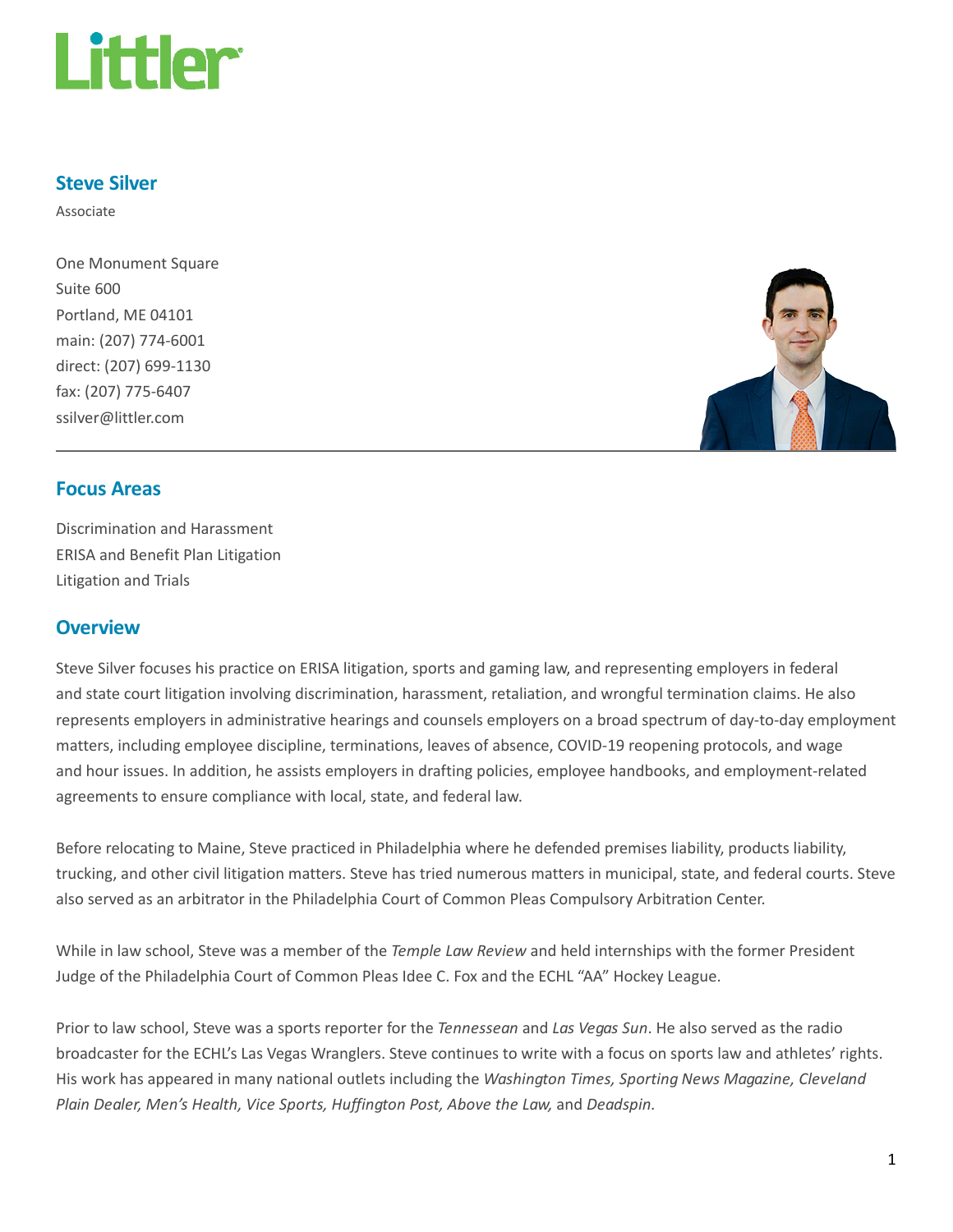Littler

## Steve Silver

Associate

One Monument Square
Suite 600
Portland, ME 04101
main: (207) 774-6001
direct: (207) 699-1130
fax: (207) 775-6407
ssilver@littler.com

## Focus Areas

Discrimination and Harassment
ERISA and Benefit Plan Litigation
Litigation and Trials

## Overview

Steve Silver focuses his practice on ERISA litigation, sports and gaming law, and representing employers in federal and state court litigation involving discrimination, harassment, retaliation, and wrongful termination claims. He also represents employers in administrative hearings and counsels employers on a broad spectrum of day-to-day employment matters, including employee discipline, terminations, leaves of absence, COVID-19 reopening protocols, and wage and hour issues. In addition, he assists employers in drafting policies, employee handbooks, and employment-related agreements to ensure compliance with local, state, and federal law.

Before relocating to Maine, Steve practiced in Philadelphia where he defended premises liability, products liability, trucking, and other civil litigation matters. Steve has tried numerous matters in municipal, state, and federal courts. Steve also served as an arbitrator in the Philadelphia Court of Common Pleas Compulsory Arbitration Center.

While in law school, Steve was a member of the *Temple Law Review* and held internships with the former President Judge of the Philadelphia Court of Common Pleas Idee C. Fox and the ECHL "AA" Hockey League.

Prior to law school, Steve was a sports reporter for the *Tennessean* and *Las Vegas Sun*. He also served as the radio broadcaster for the ECHL's Las Vegas Wranglers. Steve continues to write with a focus on sports law and athletes' rights. His work has appeared in many national outlets including the *Washington Times, Sporting News Magazine, Cleveland Plain Dealer, Men's Health, Vice Sports, Huffington Post, Above the Law,* and *Deadspin.*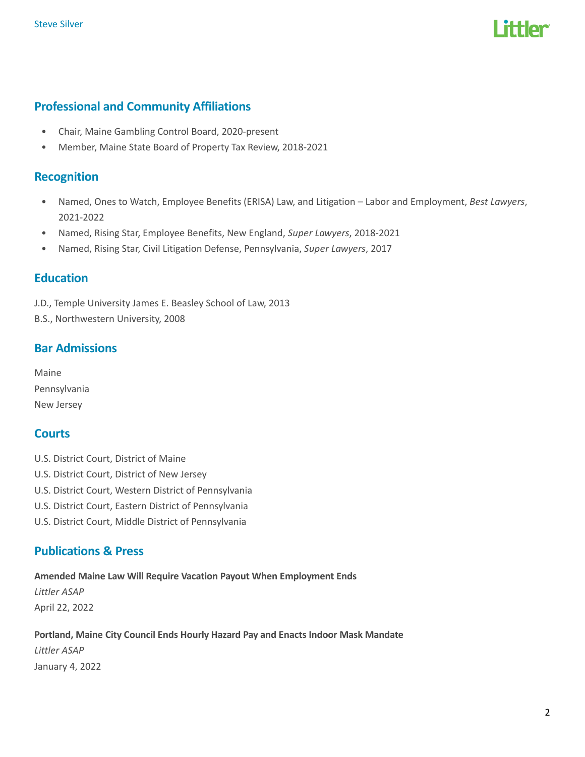## Professional and Community Affiliations

- Chair, Maine Gambling Control Board, 2020-present
- Member, Maine State Board of Property Tax Review, 2018-2021

## Recognition

- Named, Ones to Watch, Employee Benefits (ERISA) Law, and Litigation – Labor and Employment, *Best Lawyers*, 2021-2022
- Named, Rising Star, Employee Benefits, New England, *Super Lawyers*, 2018-2021
- Named, Rising Star, Civil Litigation Defense, Pennsylvania, *Super Lawyers*, 2017

## Education

J.D., Temple University James E. Beasley School of Law, 2013
B.S., Northwestern University, 2008

## Bar Admissions

Maine
Pennsylvania
New Jersey

## Courts

U.S. District Court, District of Maine
U.S. District Court, District of New Jersey
U.S. District Court, Western District of Pennsylvania
U.S. District Court, Eastern District of Pennsylvania
U.S. District Court, Middle District of Pennsylvania

## Publications & Press

**Amended Maine Law Will Require Vacation Payout When Employment Ends**
*Littler ASAP*
April 22, 2022

**Portland, Maine City Council Ends Hourly Hazard Pay and Enacts Indoor Mask Mandate**
*Littler ASAP*
January 4, 2022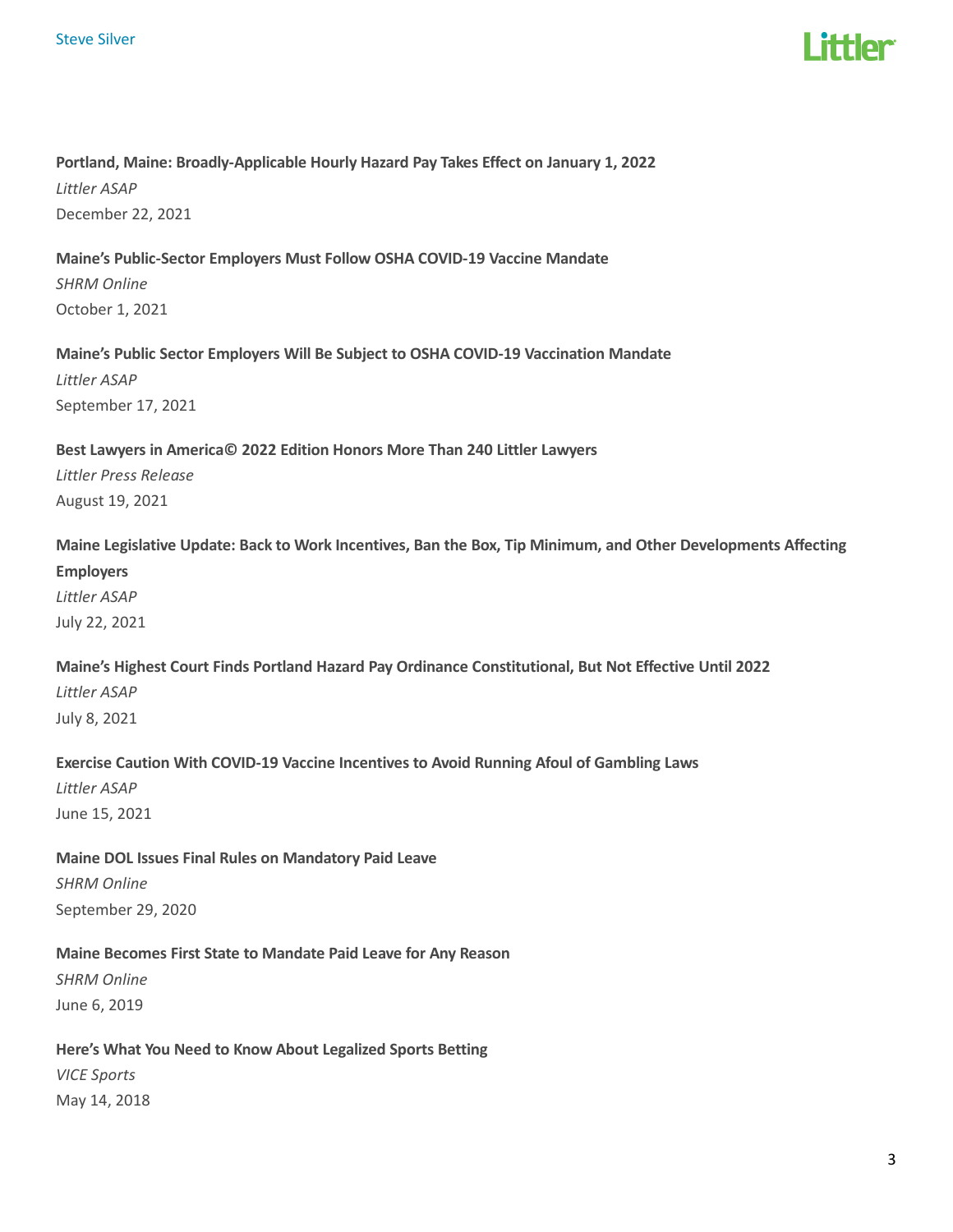**Portland, Maine: Broadly-Applicable Hourly Hazard Pay Takes Effect on January 1, 2022**
*Littler ASAP*
December 22, 2021

**Maine's Public-Sector Employers Must Follow OSHA COVID-19 Vaccine Mandate**
*SHRM Online*
October 1, 2021

**Maine's Public Sector Employers Will Be Subject to OSHA COVID-19 Vaccination Mandate**
*Littler ASAP*
September 17, 2021

**Best Lawyers in America© 2022 Edition Honors More Than 240 Littler Lawyers**
*Littler Press Release*
August 19, 2021

**Maine Legislative Update: Back to Work Incentives, Ban the Box, Tip Minimum, and Other Developments Affecting Employers**
*Littler ASAP*
July 22, 2021

**Maine's Highest Court Finds Portland Hazard Pay Ordinance Constitutional, But Not Effective Until 2022**
*Littler ASAP*
July 8, 2021

**Exercise Caution With COVID-19 Vaccine Incentives to Avoid Running Afoul of Gambling Laws**
*Littler ASAP*
June 15, 2021

**Maine DOL Issues Final Rules on Mandatory Paid Leave**
*SHRM Online*
September 29, 2020

**Maine Becomes First State to Mandate Paid Leave for Any Reason**
*SHRM Online*
June 6, 2019

**Here's What You Need to Know About Legalized Sports Betting**
*VICE Sports*
May 14, 2018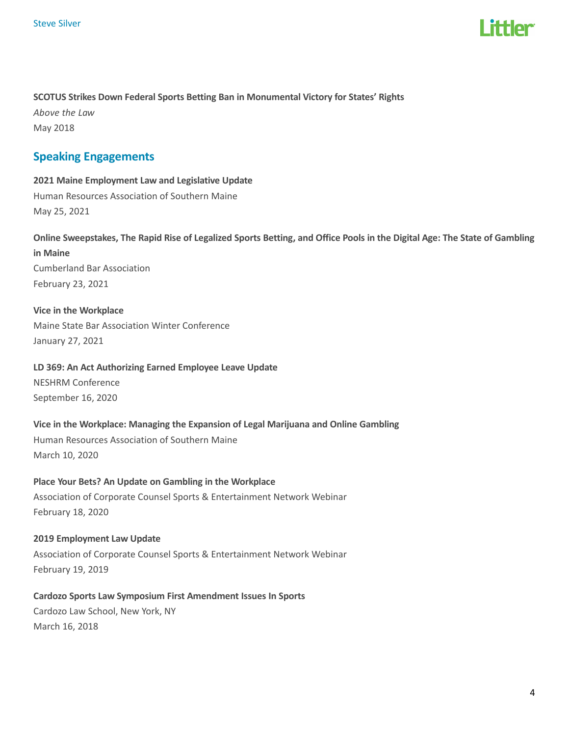**SCOTUS Strikes Down Federal Sports Betting Ban in Monumental Victory for States' Rights**
*Above the Law*
May 2018

## Speaking Engagements

**2021 Maine Employment Law and Legislative Update**
Human Resources Association of Southern Maine
May 25, 2021

**Online Sweepstakes, The Rapid Rise of Legalized Sports Betting, and Office Pools in the Digital Age: The State of Gambling in Maine**
Cumberland Bar Association
February 23, 2021

**Vice in the Workplace**
Maine State Bar Association Winter Conference
January 27, 2021

**LD 369: An Act Authorizing Earned Employee Leave Update**
NESHRM Conference
September 16, 2020

**Vice in the Workplace: Managing the Expansion of Legal Marijuana and Online Gambling**
Human Resources Association of Southern Maine
March 10, 2020

**Place Your Bets? An Update on Gambling in the Workplace**
Association of Corporate Counsel Sports & Entertainment Network Webinar
February 18, 2020

**2019 Employment Law Update**
Association of Corporate Counsel Sports & Entertainment Network Webinar
February 19, 2019

**Cardozo Sports Law Symposium First Amendment Issues In Sports**
Cardozo Law School, New York, NY
March 16, 2018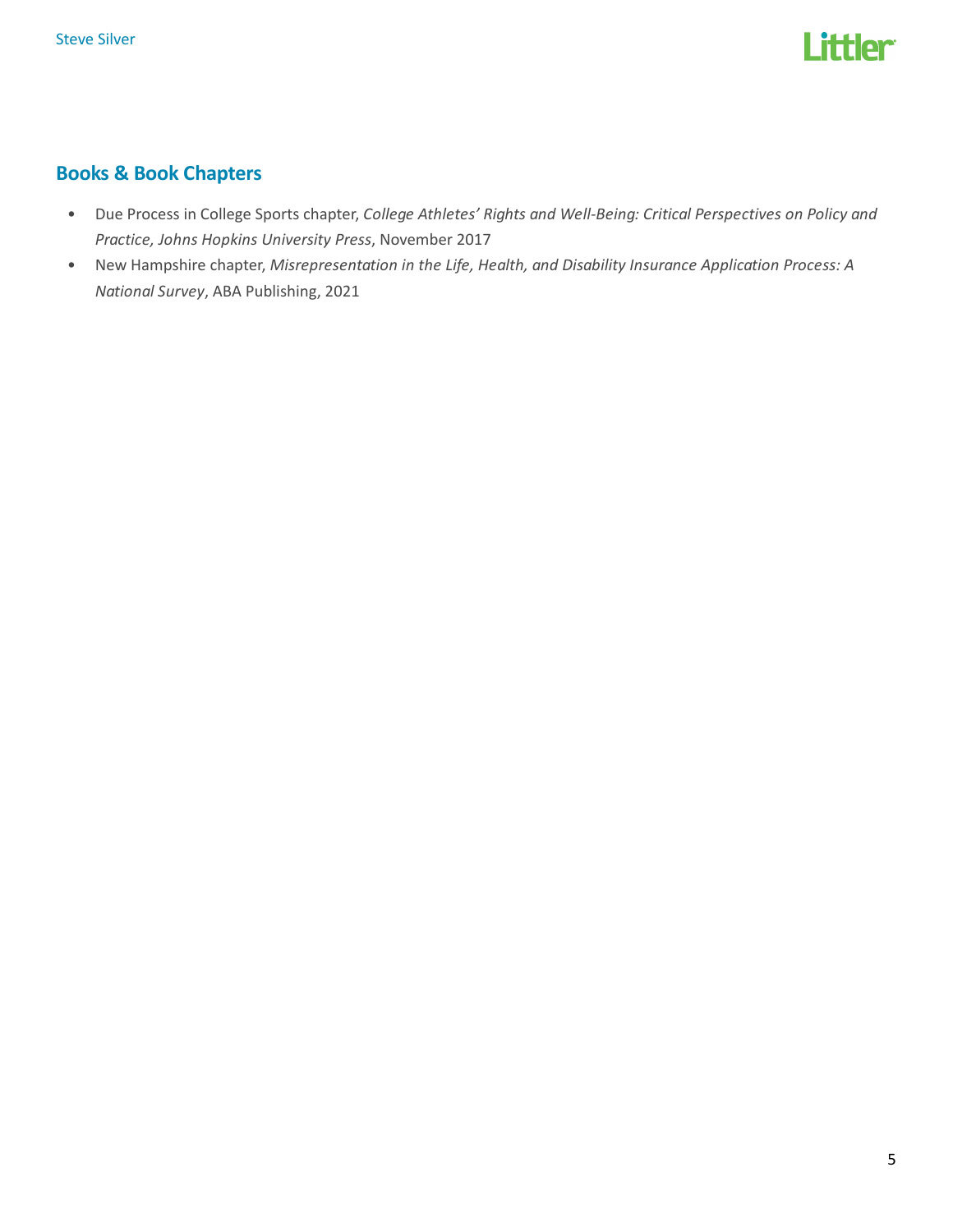## Books & Book Chapters

- Due Process in College Sports chapter, *College Athletes' Rights and Well-Being: Critical Perspectives on Policy and Practice, Johns Hopkins University Press*, November 2017
- New Hampshire chapter, *Misrepresentation in the Life, Health, and Disability Insurance Application Process: A National Survey*, ABA Publishing, 2021